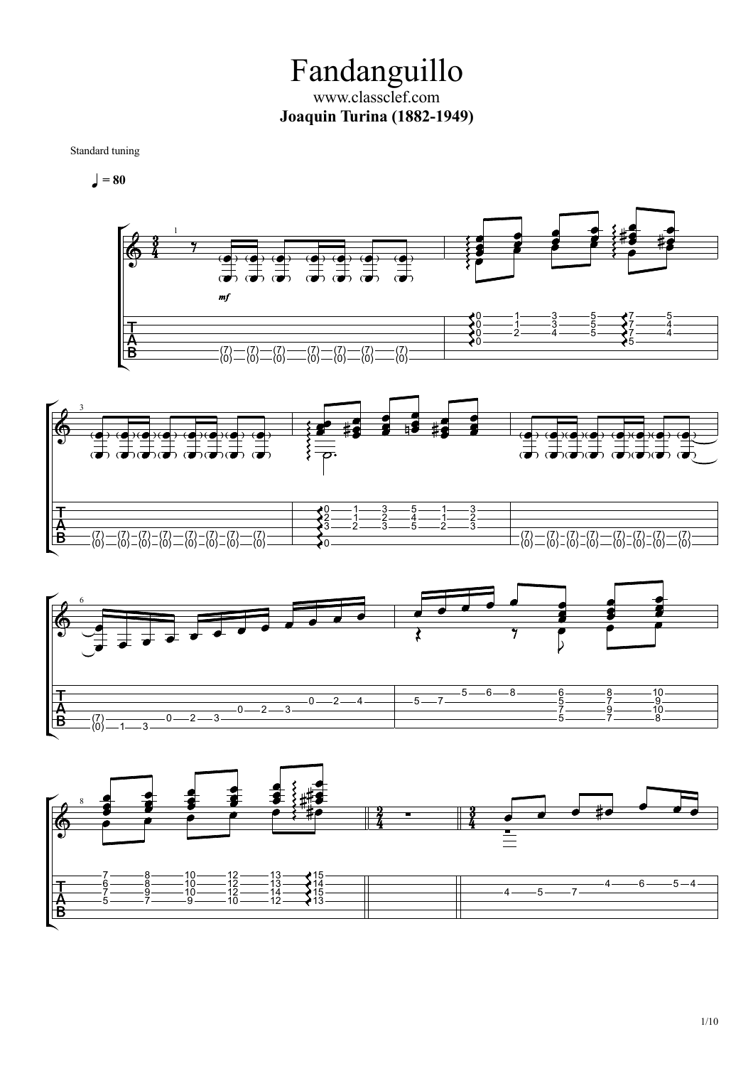# Fandanguillo

www.classclef.com

**Joaquin Turina (1882-1949)**

Standard tuning

♩ = 80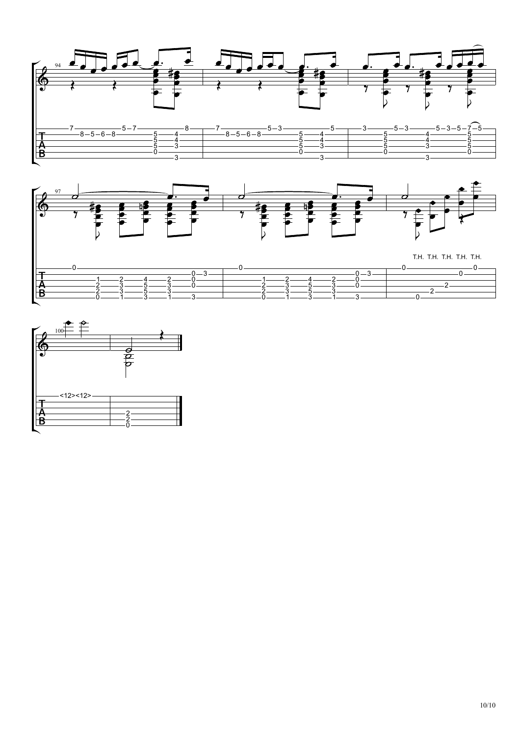94

97

T.H. T.H. T.H. T.H. T.H.

100

<12><12>